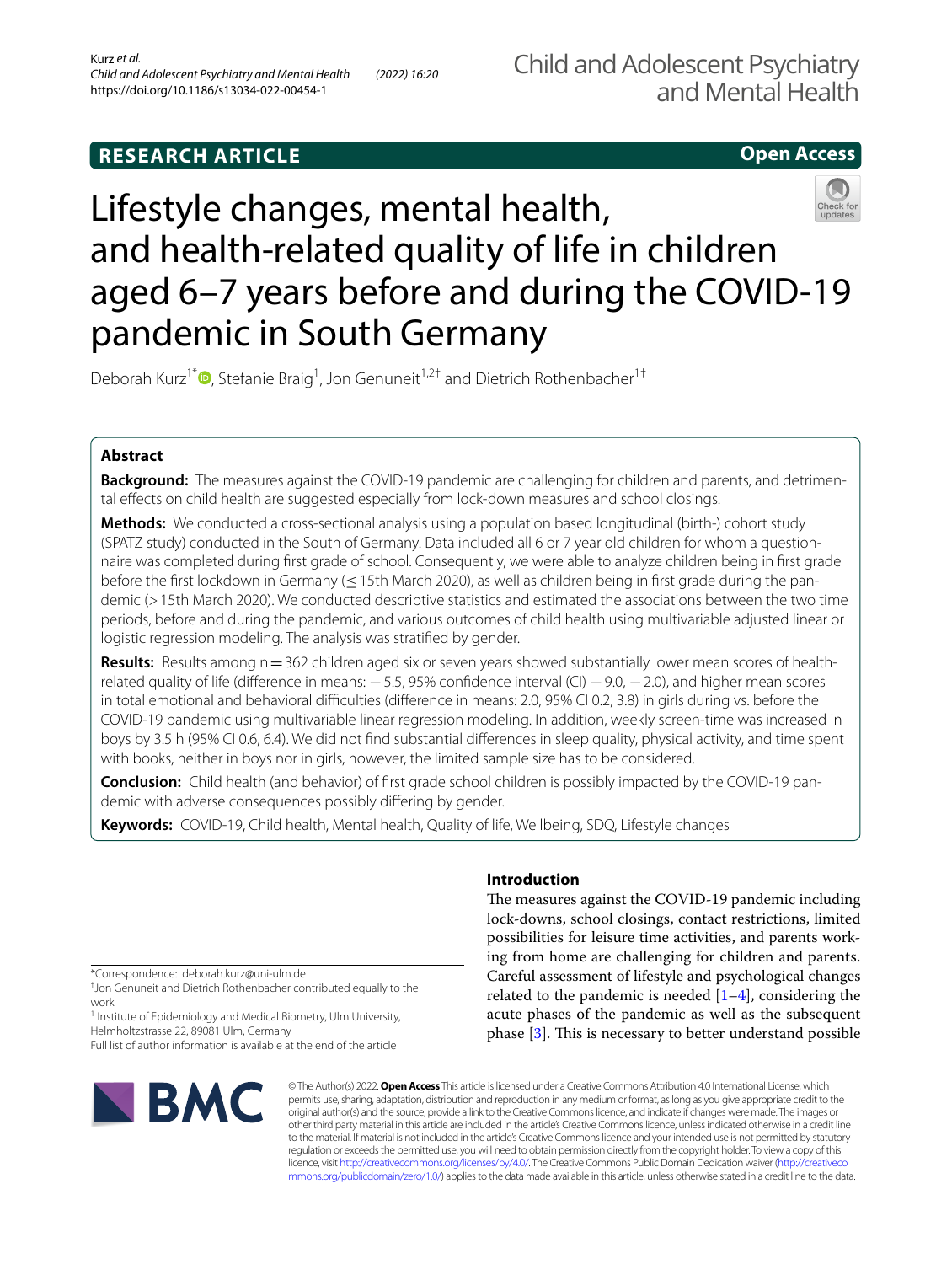**RESEARCH ARTICLE** **Open Access**

# Lifestyle changes, mental health, and health-related quality of life in children aged 6–7 years before and during the COVID-19 pandemic in South Germany

Deborah Kurz[1*], Stefanie Braig[1], Jon Genuneit[1,2†] and Dietrich Rothenbacher[1†]

## Abstract

**Background:** The measures against the COVID-19 pandemic are challenging for children and parents, and detrimental effects on child health are suggested especially from lock-down measures and school closings.

**Methods:** We conducted a cross-sectional analysis using a population based longitudinal (birth-) cohort study (SPATZ study) conducted in the South of Germany. Data included all 6 or 7 year old children for whom a questionnaire was completed during first grade of school. Consequently, we were able to analyze children being in first grade before the first lockdown in Germany (≤ 15th March 2020), as well as children being in first grade during the pandemic (> 15th March 2020). We conducted descriptive statistics and estimated the associations between the two time periods, before and during the pandemic, and various outcomes of child health using multivariable adjusted linear or logistic regression modeling. The analysis was stratified by gender.

**Results:** Results among n = 362 children aged six or seven years showed substantially lower mean scores of health-related quality of life (difference in means: − 5.5, 95% confidence interval (CI) − 9.0, − 2.0), and higher mean scores in total emotional and behavioral difficulties (difference in means: 2.0, 95% CI 0.2, 3.8) in girls during vs. before the COVID-19 pandemic using multivariable linear regression modeling. In addition, weekly screen-time was increased in boys by 3.5 h (95% CI 0.6, 6.4). We did not find substantial differences in sleep quality, physical activity, and time spent with books, neither in boys nor in girls, however, the limited sample size has to be considered.

**Conclusion:** Child health (and behavior) of first grade school children is possibly impacted by the COVID-19 pandemic with adverse consequences possibly differing by gender.

**Keywords:** COVID-19, Child health, Mental health, Quality of life, Wellbeing, SDQ, Lifestyle changes

## Introduction

The measures against the COVID-19 pandemic including lock-downs, school closings, contact restrictions, limited possibilities for leisure time activities, and parents working from home are challenging for children and parents. Careful assessment of lifestyle and psychological changes related to the pandemic is needed [1–4], considering the acute phases of the pandemic as well as the subsequent phase [3]. This is necessary to better understand possible

*Correspondence: deborah.kurz@uni-ulm.de

†Jon Genuneit and Dietrich Rothenbacher contributed equally to the work

[1] Institute of Epidemiology and Medical Biometry, Ulm University, Helmholtzstrasse 22, 89081 Ulm, Germany

Full list of author information is available at the end of the article

© The Author(s) 2022. **Open Access** This article is licensed under a Creative Commons Attribution 4.0 International License, which permits use, sharing, adaptation, distribution and reproduction in any medium or format, as long as you give appropriate credit to the original author(s) and the source, provide a link to the Creative Commons licence, and indicate if changes were made. The images or other third party material in this article are included in the article's Creative Commons licence, unless indicated otherwise in a credit line to the material. If material is not included in the article's Creative Commons licence and your intended use is not permitted by statutory regulation or exceeds the permitted use, you will need to obtain permission directly from the copyright holder. To view a copy of this licence, visit http://creativecommons.org/licenses/by/4.0/. The Creative Commons Public Domain Dedication waiver (http://creativecommons.org/publicdomain/zero/1.0/) applies to the data made available in this article, unless otherwise stated in a credit line to the data.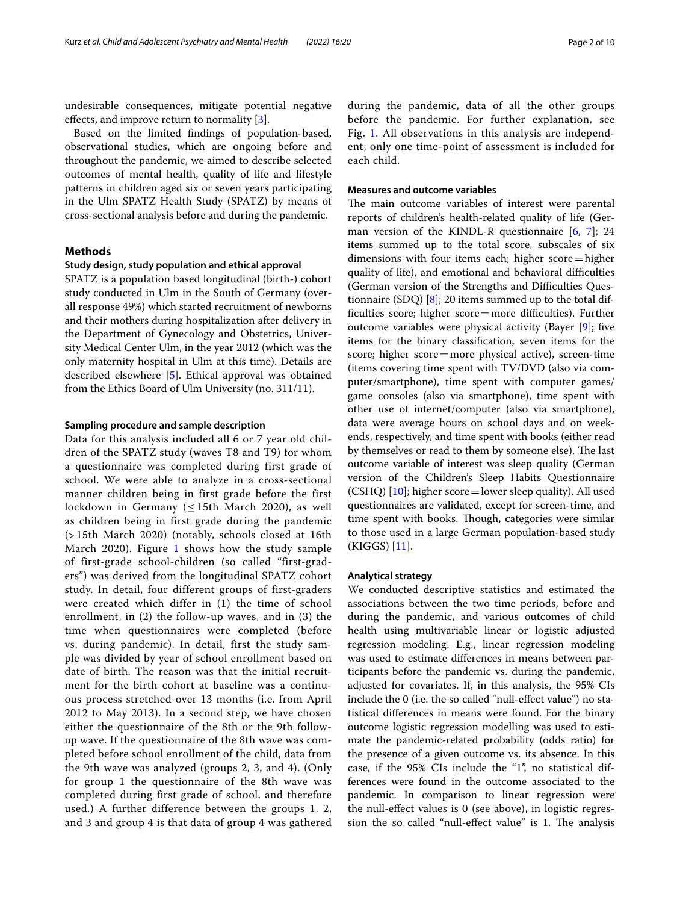undesirable consequences, mitigate potential negative effects, and improve return to normality [3].

Based on the limited findings of population-based, observational studies, which are ongoing before and throughout the pandemic, we aimed to describe selected outcomes of mental health, quality of life and lifestyle patterns in children aged six or seven years participating in the Ulm SPATZ Health Study (SPATZ) by means of cross-sectional analysis before and during the pandemic.

## Methods

### Study design, study population and ethical approval

SPATZ is a population based longitudinal (birth-) cohort study conducted in Ulm in the South of Germany (overall response 49%) which started recruitment of newborns and their mothers during hospitalization after delivery in the Department of Gynecology and Obstetrics, University Medical Center Ulm, in the year 2012 (which was the only maternity hospital in Ulm at this time). Details are described elsewhere [5]. Ethical approval was obtained from the Ethics Board of Ulm University (no. 311/11).

### Sampling procedure and sample description

Data for this analysis included all 6 or 7 year old children of the SPATZ study (waves T8 and T9) for whom a questionnaire was completed during first grade of school. We were able to analyze in a cross-sectional manner children being in first grade before the first lockdown in Germany (≤ 15th March 2020), as well as children being in first grade during the pandemic (> 15th March 2020) (notably, schools closed at 16th March 2020). Figure 1 shows how the study sample of first-grade school-children (so called "first-graders") was derived from the longitudinal SPATZ cohort study. In detail, four different groups of first-graders were created which differ in (1) the time of school enrollment, in (2) the follow-up waves, and in (3) the time when questionnaires were completed (before vs. during pandemic). In detail, first the study sample was divided by year of school enrollment based on date of birth. The reason was that the initial recruitment for the birth cohort at baseline was a continuous process stretched over 13 months (i.e. from April 2012 to May 2013). In a second step, we have chosen either the questionnaire of the 8th or the 9th follow-up wave. If the questionnaire of the 8th wave was completed before school enrollment of the child, data from the 9th wave was analyzed (groups 2, 3, and 4). (Only for group 1 the questionnaire of the 8th wave was completed during first grade of school, and therefore used.) A further difference between the groups 1, 2, and 3 and group 4 is that data of group 4 was gathered during the pandemic, data of all the other groups before the pandemic. For further explanation, see Fig. 1. All observations in this analysis are independent; only one time-point of assessment is included for each child.

### Measures and outcome variables

The main outcome variables of interest were parental reports of children's health-related quality of life (German version of the KINDL-R questionnaire [6, 7]; 24 items summed up to the total score, subscales of six dimensions with four items each; higher score = higher quality of life), and emotional and behavioral difficulties (German version of the Strengths and Difficulties Questionnaire (SDQ) [8]; 20 items summed up to the total difficulties score; higher score = more difficulties). Further outcome variables were physical activity (Bayer [9]; five items for the binary classification, seven items for the score; higher score = more physical active), screen-time (items covering time spent with TV/DVD (also via computer/smartphone), time spent with computer games/game consoles (also via smartphone), time spent with other use of internet/computer (also via smartphone), data were average hours on school days and on weekends, respectively, and time spent with books (either read by themselves or read to them by someone else). The last outcome variable of interest was sleep quality (German version of the Children's Sleep Habits Questionnaire (CSHQ) [10]; higher score = lower sleep quality). All used questionnaires are validated, except for screen-time, and time spent with books. Though, categories were similar to those used in a large German population-based study (KIGGS) [11].

### Analytical strategy

We conducted descriptive statistics and estimated the associations between the two time periods, before and during the pandemic, and various outcomes of child health using multivariable linear or logistic adjusted regression modeling. E.g., linear regression modeling was used to estimate differences in means between participants before the pandemic vs. during the pandemic, adjusted for covariates. If, in this analysis, the 95% CIs include the 0 (i.e. the so called "null-effect value") no statistical differences in means were found. For the binary outcome logistic regression modelling was used to estimate the pandemic-related probability (odds ratio) for the presence of a given outcome vs. its absence. In this case, if the 95% CIs include the "1", no statistical differences were found in the outcome associated to the pandemic. In comparison to linear regression were the null-effect values is 0 (see above), in logistic regression the so called "null-effect value" is 1. The analysis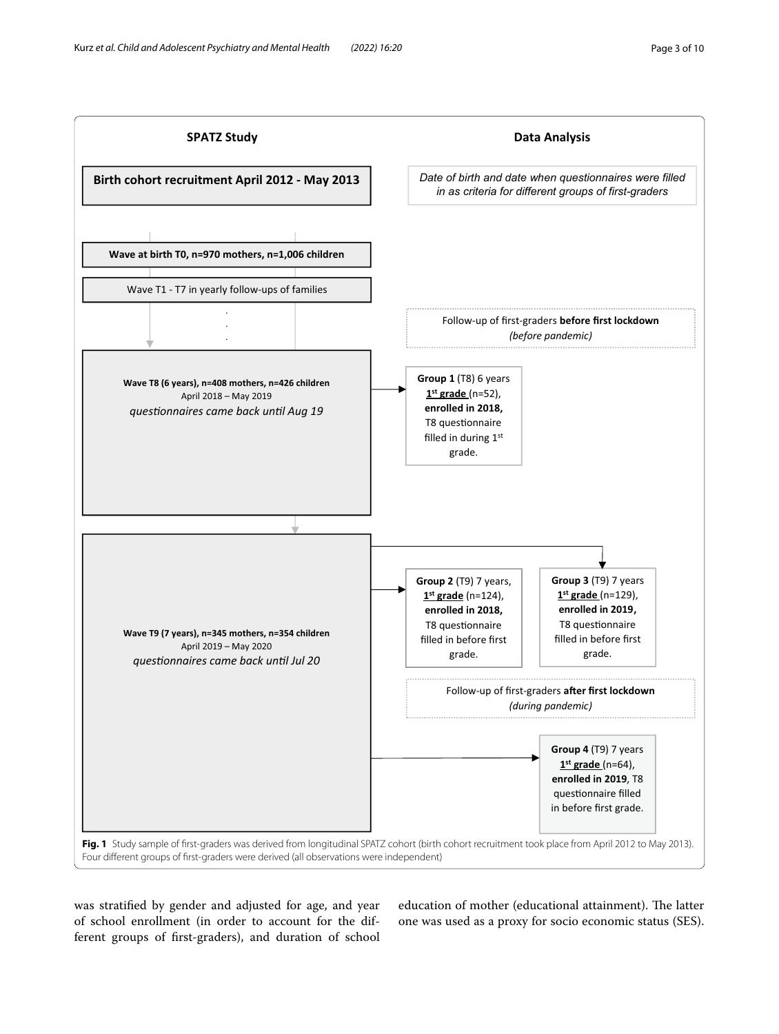**SPATZ Study**

**Birth cohort recruitment April 2012 - May 2013**

**Wave at birth T0, n=970 mothers, n=1,006 children**

Wave T1 - T7 in yearly follow-ups of families

**Wave T8 (6 years), n=408 mothers, n=426 children**
April 2018 – May 2019
*questionnaires came back until Aug 19*

**Wave T9 (7 years), n=345 mothers, n=354 children**
April 2019 – May 2020
*questionnaires came back until Jul 20*

**Data Analysis**

*Date of birth and date when questionnaires were filled in as criteria for different groups of first-graders*

Follow-up of first-graders **before first lockdown**
*(before pandemic)*

**Group 1** (T8) 6 years **1st grade** (n=52), **enrolled in 2018,** T8 questionnaire filled in during 1st grade.

**Group 2** (T9) 7 years, **1st grade** (n=124), **enrolled in 2018,** T8 questionnaire filled in before first grade.

**Group 3** (T9) 7 years **1st grade** (n=129), **enrolled in 2019,** T8 questionnaire filled in before first grade.

Follow-up of first-graders **after first lockdown**
*(during pandemic)*

**Group 4** (T9) 7 years **1st grade** (n=64), **enrolled in 2019**, T8 questionnaire filled in before first grade.

**Fig. 1** Study sample of first-graders was derived from longitudinal SPATZ cohort (birth cohort recruitment took place from April 2012 to May 2013). Four different groups of first-graders were derived (all observations were independent)

was stratified by gender and adjusted for age, and year of school enrollment (in order to account for the different groups of first-graders), and duration of school education of mother (educational attainment). The latter one was used as a proxy for socio economic status (SES).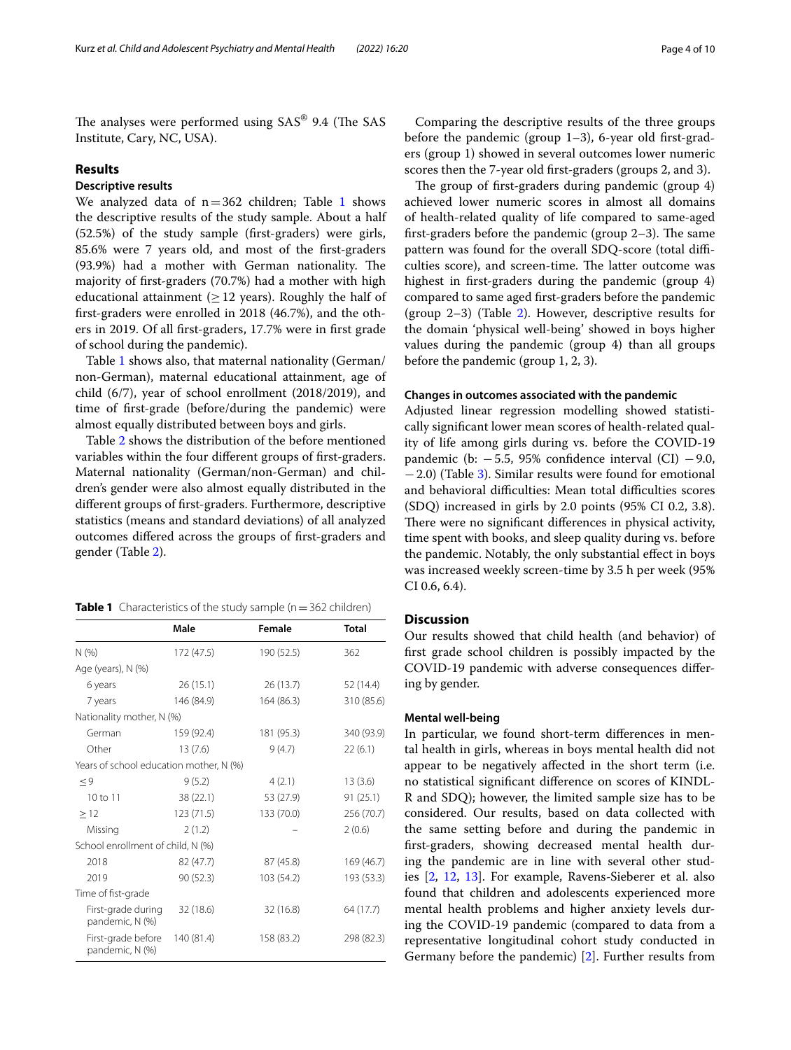The analyses were performed using SAS® 9.4 (The SAS Institute, Cary, NC, USA).

## Results

### Descriptive results

We analyzed data of n = 362 children; Table 1 shows the descriptive results of the study sample. About a half (52.5%) of the study sample (first-graders) were girls, 85.6% were 7 years old, and most of the first-graders (93.9%) had a mother with German nationality. The majority of first-graders (70.7%) had a mother with high educational attainment (≥ 12 years). Roughly the half of first-graders were enrolled in 2018 (46.7%), and the others in 2019. Of all first-graders, 17.7% were in first grade of school during the pandemic).

Table 1 shows also, that maternal nationality (German/non-German), maternal educational attainment, age of child (6/7), year of school enrollment (2018/2019), and time of first-grade (before/during the pandemic) were almost equally distributed between boys and girls.

Table 2 shows the distribution of the before mentioned variables within the four different groups of first-graders. Maternal nationality (German/non-German) and children's gender were also almost equally distributed in the different groups of first-graders. Furthermore, descriptive statistics (means and standard deviations) of all analyzed outcomes differed across the groups of first-graders and gender (Table 2).

**Table 1** Characteristics of the study sample (n = 362 children)

| | Male | Female | Total |
|---|---|---|---|
| N (%) | 172 (47.5) | 190 (52.5) | 362 |
| Age (years), N (%) | | | |
| 6 years | 26 (15.1) | 26 (13.7) | 52 (14.4) |
| 7 years | 146 (84.9) | 164 (86.3) | 310 (85.6) |
| Nationality mother, N (%) | | | |
| German | 159 (92.4) | 181 (95.3) | 340 (93.9) |
| Other | 13 (7.6) | 9 (4.7) | 22 (6.1) |
| Years of school education mother, N (%) | | | |
| ≤ 9 | 9 (5.2) | 4 (2.1) | 13 (3.6) |
| 10 to 11 | 38 (22.1) | 53 (27.9) | 91 (25.1) |
| ≥ 12 | 123 (71.5) | 133 (70.0) | 256 (70.7) |
| Missing | 2 (1.2) | – | 2 (0.6) |
| School enrollment of child, N (%) | | | |
| 2018 | 82 (47.7) | 87 (45.8) | 169 (46.7) |
| 2019 | 90 (52.3) | 103 (54.2) | 193 (53.3) |
| Time of fist-grade | | | |
| First-grade during pandemic, N (%) | 32 (18.6) | 32 (16.8) | 64 (17.7) |
| First-grade before pandemic, N (%) | 140 (81.4) | 158 (83.2) | 298 (82.3) |

Comparing the descriptive results of the three groups before the pandemic (group 1–3), 6-year old first-graders (group 1) showed in several outcomes lower numeric scores then the 7-year old first-graders (groups 2, and 3).

The group of first-graders during pandemic (group 4) achieved lower numeric scores in almost all domains of health-related quality of life compared to same-aged first-graders before the pandemic (group 2–3). The same pattern was found for the overall SDQ-score (total difficulties score), and screen-time. The latter outcome was highest in first-graders during the pandemic (group 4) compared to same aged first-graders before the pandemic (group 2–3) (Table 2). However, descriptive results for the domain 'physical well-being' showed in boys higher values during the pandemic (group 4) than all groups before the pandemic (group 1, 2, 3).

### Changes in outcomes associated with the pandemic

Adjusted linear regression modelling showed statistically significant lower mean scores of health-related quality of life among girls during vs. before the COVID-19 pandemic (b: −5.5, 95% confidence interval (CI) −9.0, −2.0) (Table 3). Similar results were found for emotional and behavioral difficulties: Mean total difficulties scores (SDQ) increased in girls by 2.0 points (95% CI 0.2, 3.8). There were no significant differences in physical activity, time spent with books, and sleep quality during vs. before the pandemic. Notably, the only substantial effect in boys was increased weekly screen-time by 3.5 h per week (95% CI 0.6, 6.4).

## Discussion

Our results showed that child health (and behavior) of first grade school children is possibly impacted by the COVID-19 pandemic with adverse consequences differing by gender.

### Mental well-being

In particular, we found short-term differences in mental health in girls, whereas in boys mental health did not appear to be negatively affected in the short term (i.e. no statistical significant difference on scores of KINDL-R and SDQ); however, the limited sample size has to be considered. Our results, based on data collected with the same setting before and during the pandemic in first-graders, showing decreased mental health during the pandemic are in line with several other studies [2, 12, 13]. For example, Ravens-Sieberer et al. also found that children and adolescents experienced more mental health problems and higher anxiety levels during the COVID-19 pandemic (compared to data from a representative longitudinal cohort study conducted in Germany before the pandemic) [2]. Further results from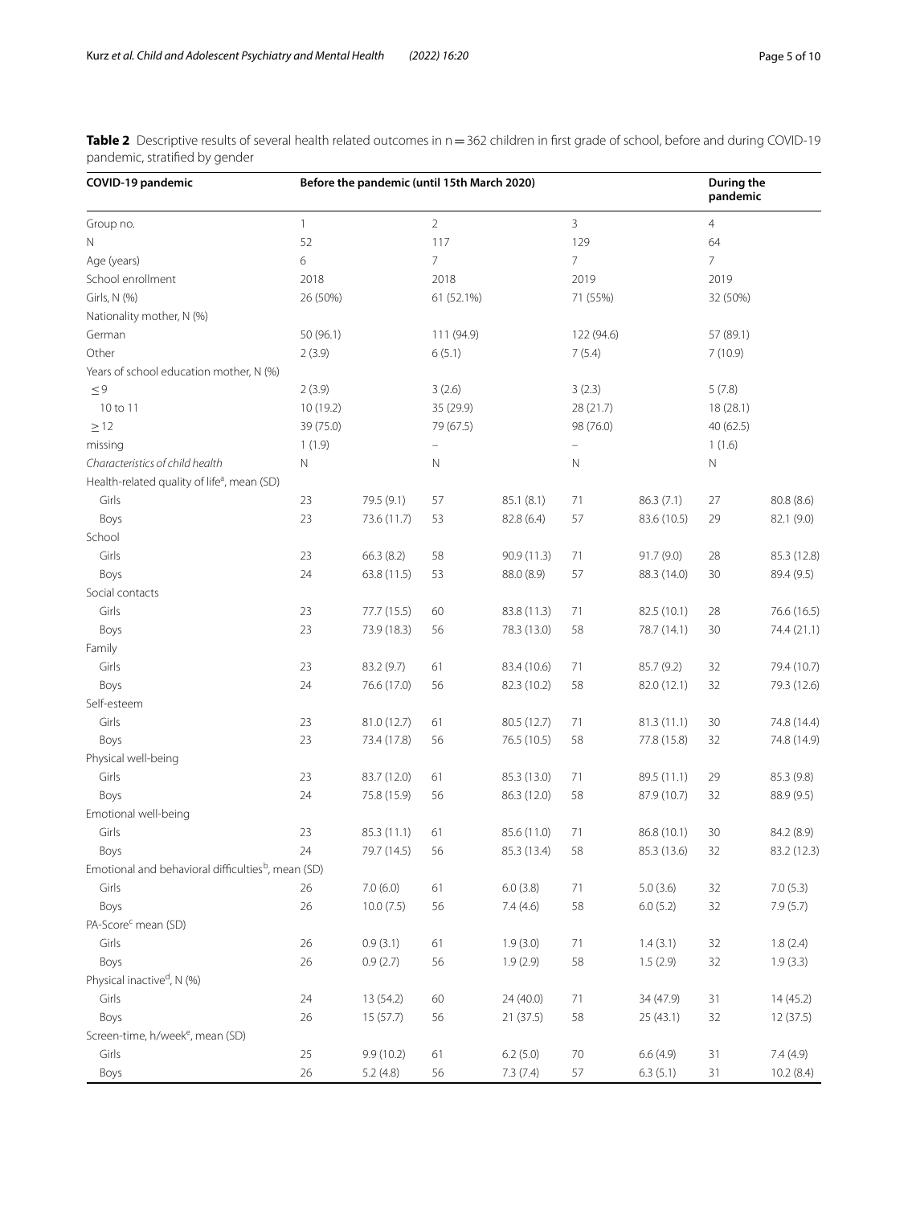**Table 2** Descriptive results of several health related outcomes in n = 362 children in first grade of school, before and during COVID-19 pandemic, stratified by gender

| COVID-19 pandemic | Before the pandemic (until 15th March 2020) | | | | | | During the pandemic | |
|---|---|---|---|---|---|---|---|---|
| Group no. | 1 | | 2 | | 3 | | 4 | |
| N | 52 | | 117 | | 129 | | 64 | |
| Age (years) | 6 | | 7 | | 7 | | 7 | |
| School enrollment | 2018 | | 2018 | | 2019 | | 2019 | |
| Girls, N (%) | 26 (50%) | | 61 (52.1%) | | 71 (55%) | | 32 (50%) | |
| Nationality mother, N (%) | | | | | | | | |
| German | 50 (96.1) | | 111 (94.9) | | 122 (94.6) | | 57 (89.1) | |
| Other | 2 (3.9) | | 6 (5.1) | | 7 (5.4) | | 7 (10.9) | |
| Years of school education mother, N (%) | | | | | | | | |
| ≤ 9 | 2 (3.9) | | 3 (2.6) | | 3 (2.3) | | 5 (7.8) | |
| 10 to 11 | 10 (19.2) | | 35 (29.9) | | 28 (21.7) | | 18 (28.1) | |
| ≥ 12 | 39 (75.0) | | 79 (67.5) | | 98 (76.0) | | 40 (62.5) | |
| missing | 1 (1.9) | | – | | – | | 1 (1.6) | |
| *Characteristics of child health* | N | | N | | N | | N | |
| Health-related quality of life[a], mean (SD) | | | | | | | | |
| Girls | 23 | 79.5 (9.1) | 57 | 85.1 (8.1) | 71 | 86.3 (7.1) | 27 | 80.8 (8.6) |
| Boys | 23 | 73.6 (11.7) | 53 | 82.8 (6.4) | 57 | 83.6 (10.5) | 29 | 82.1 (9.0) |
| School | | | | | | | | |
| Girls | 23 | 66.3 (8.2) | 58 | 90.9 (11.3) | 71 | 91.7 (9.0) | 28 | 85.3 (12.8) |
| Boys | 24 | 63.8 (11.5) | 53 | 88.0 (8.9) | 57 | 88.3 (14.0) | 30 | 89.4 (9.5) |
| Social contacts | | | | | | | | |
| Girls | 23 | 77.7 (15.5) | 60 | 83.8 (11.3) | 71 | 82.5 (10.1) | 28 | 76.6 (16.5) |
| Boys | 23 | 73.9 (18.3) | 56 | 78.3 (13.0) | 58 | 78.7 (14.1) | 30 | 74.4 (21.1) |
| Family | | | | | | | | |
| Girls | 23 | 83.2 (9.7) | 61 | 83.4 (10.6) | 71 | 85.7 (9.2) | 32 | 79.4 (10.7) |
| Boys | 24 | 76.6 (17.0) | 56 | 82.3 (10.2) | 58 | 82.0 (12.1) | 32 | 79.3 (12.6) |
| Self-esteem | | | | | | | | |
| Girls | 23 | 81.0 (12.7) | 61 | 80.5 (12.7) | 71 | 81.3 (11.1) | 30 | 74.8 (14.4) |
| Boys | 23 | 73.4 (17.8) | 56 | 76.5 (10.5) | 58 | 77.8 (15.8) | 32 | 74.8 (14.9) |
| Physical well-being | | | | | | | | |
| Girls | 23 | 83.7 (12.0) | 61 | 85.3 (13.0) | 71 | 89.5 (11.1) | 29 | 85.3 (9.8) |
| Boys | 24 | 75.8 (15.9) | 56 | 86.3 (12.0) | 58 | 87.9 (10.7) | 32 | 88.9 (9.5) |
| Emotional well-being | | | | | | | | |
| Girls | 23 | 85.3 (11.1) | 61 | 85.6 (11.0) | 71 | 86.8 (10.1) | 30 | 84.2 (8.9) |
| Boys | 24 | 79.7 (14.5) | 56 | 85.3 (13.4) | 58 | 85.3 (13.6) | 32 | 83.2 (12.3) |
| Emotional and behavioral difficulties[b], mean (SD) | | | | | | | | |
| Girls | 26 | 7.0 (6.0) | 61 | 6.0 (3.8) | 71 | 5.0 (3.6) | 32 | 7.0 (5.3) |
| Boys | 26 | 10.0 (7.5) | 56 | 7.4 (4.6) | 58 | 6.0 (5.2) | 32 | 7.9 (5.7) |
| PA-Score[c] mean (SD) | | | | | | | | |
| Girls | 26 | 0.9 (3.1) | 61 | 1.9 (3.0) | 71 | 1.4 (3.1) | 32 | 1.8 (2.4) |
| Boys | 26 | 0.9 (2.7) | 56 | 1.9 (2.9) | 58 | 1.5 (2.9) | 32 | 1.9 (3.3) |
| Physical inactive[d], N (%) | | | | | | | | |
| Girls | 24 | 13 (54.2) | 60 | 24 (40.0) | 71 | 34 (47.9) | 31 | 14 (45.2) |
| Boys | 26 | 15 (57.7) | 56 | 21 (37.5) | 58 | 25 (43.1) | 32 | 12 (37.5) |
| Screen-time, h/week[e], mean (SD) | | | | | | | | |
| Girls | 25 | 9.9 (10.2) | 61 | 6.2 (5.0) | 70 | 6.6 (4.9) | 31 | 7.4 (4.9) |
| Boys | 26 | 5.2 (4.8) | 56 | 7.3 (7.4) | 57 | 6.3 (5.1) | 31 | 10.2 (8.4) |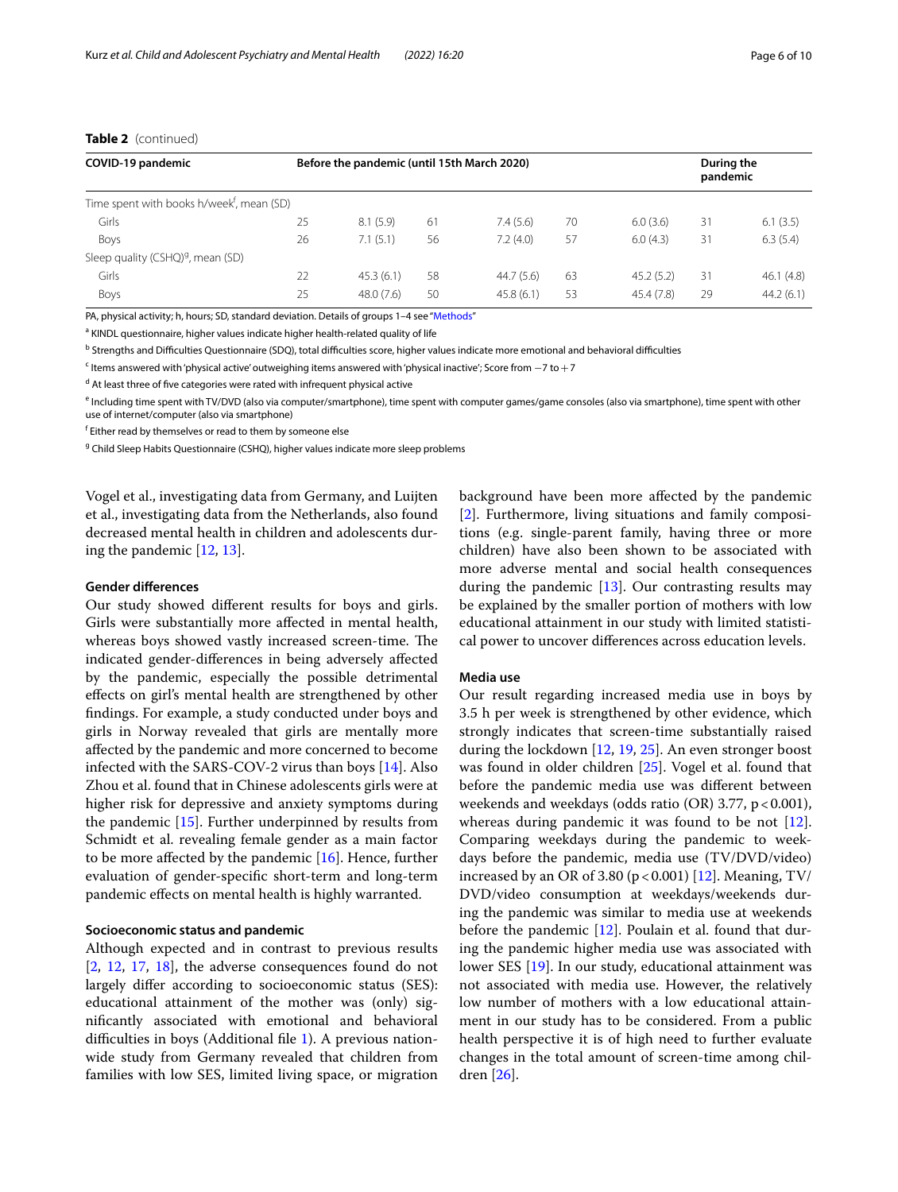**Table 2** (continued)

| COVID-19 pandemic | Before the pandemic (until 15th March 2020) | | | | | | During the pandemic | |
|---|---|---|---|---|---|---|---|---|
| Time spent with books h/week[f], mean (SD) | | | | | | | | |
| Girls | 25 | 8.1 (5.9) | 61 | 7.4 (5.6) | 70 | 6.0 (3.6) | 31 | 6.1 (3.5) |
| Boys | 26 | 7.1 (5.1) | 56 | 7.2 (4.0) | 57 | 6.0 (4.3) | 31 | 6.3 (5.4) |
| Sleep quality (CSHQ)[g], mean (SD) | | | | | | | | |
| Girls | 22 | 45.3 (6.1) | 58 | 44.7 (5.6) | 63 | 45.2 (5.2) | 31 | 46.1 (4.8) |
| Boys | 25 | 48.0 (7.6) | 50 | 45.8 (6.1) | 53 | 45.4 (7.8) | 29 | 44.2 (6.1) |

PA, physical activity; h, hours; SD, standard deviation. Details of groups 1–4 see "Methods"

[a] KINDL questionnaire, higher values indicate higher health-related quality of life

[b] Strengths and Difficulties Questionnaire (SDQ), total difficulties score, higher values indicate more emotional and behavioral difficulties

[c] Items answered with 'physical active' outweighing items answered with 'physical inactive'; Score from −7 to +7

[d] At least three of five categories were rated with infrequent physical active

[e] Including time spent with TV/DVD (also via computer/smartphone), time spent with computer games/game consoles (also via smartphone), time spent with other use of internet/computer (also via smartphone)

[f] Either read by themselves or read to them by someone else

[g] Child Sleep Habits Questionnaire (CSHQ), higher values indicate more sleep problems

Vogel et al., investigating data from Germany, and Luijten et al., investigating data from the Netherlands, also found decreased mental health in children and adolescents during the pandemic [12, 13].

### Gender differences

Our study showed different results for boys and girls. Girls were substantially more affected in mental health, whereas boys showed vastly increased screen-time. The indicated gender-differences in being adversely affected by the pandemic, especially the possible detrimental effects on girl's mental health are strengthened by other findings. For example, a study conducted under boys and girls in Norway revealed that girls are mentally more affected by the pandemic and more concerned to become infected with the SARS-COV-2 virus than boys [14]. Also Zhou et al. found that in Chinese adolescents girls were at higher risk for depressive and anxiety symptoms during the pandemic [15]. Further underpinned by results from Schmidt et al. revealing female gender as a main factor to be more affected by the pandemic [16]. Hence, further evaluation of gender-specific short-term and long-term pandemic effects on mental health is highly warranted.

### Socioeconomic status and pandemic

Although expected and in contrast to previous results [2, 12, 17, 18], the adverse consequences found do not largely differ according to socioeconomic status (SES): educational attainment of the mother was (only) significantly associated with emotional and behavioral difficulties in boys (Additional file 1). A previous nationwide study from Germany revealed that children from families with low SES, limited living space, or migration background have been more affected by the pandemic [2]. Furthermore, living situations and family compositions (e.g. single-parent family, having three or more children) have also been shown to be associated with more adverse mental and social health consequences during the pandemic [13]. Our contrasting results may be explained by the smaller portion of mothers with low educational attainment in our study with limited statistical power to uncover differences across education levels.

### Media use

Our result regarding increased media use in boys by 3.5 h per week is strengthened by other evidence, which strongly indicates that screen-time substantially raised during the lockdown [12, 19, 25]. An even stronger boost was found in older children [25]. Vogel et al. found that before the pandemic media use was different between weekends and weekdays (odds ratio (OR) 3.77, $p < 0.001$), whereas during pandemic it was found to be not [12]. Comparing weekdays during the pandemic to weekdays before the pandemic, media use (TV/DVD/video) increased by an OR of 3.80 ($p < 0.001$) [12]. Meaning, TV/DVD/video consumption at weekdays/weekends during the pandemic was similar to media use at weekends before the pandemic [12]. Poulain et al. found that during the pandemic higher media use was associated with lower SES [19]. In our study, educational attainment was not associated with media use. However, the relatively low number of mothers with a low educational attainment in our study has to be considered. From a public health perspective it is of high need to further evaluate changes in the total amount of screen-time among children [26].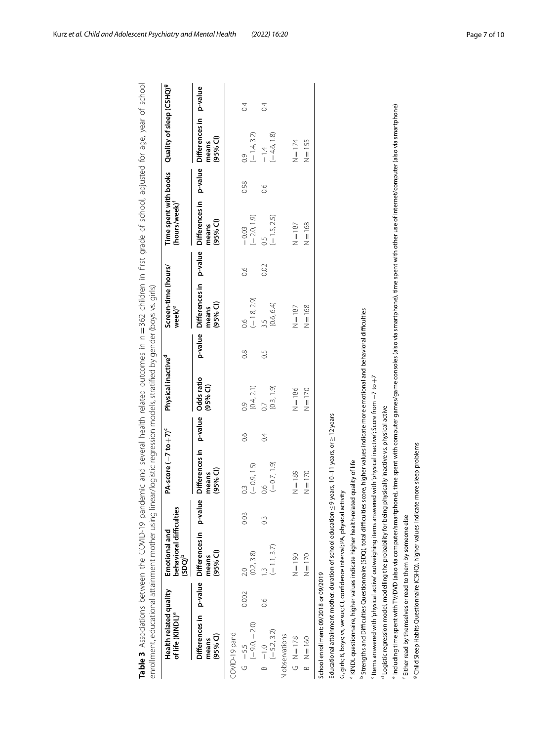**Table 3** Associations between the COVID-19 pandemic and several health related outcomes in n = 362 children in first grade of school, adjusted for age, year of school enrollment, educational attainment mother using linear/logistic regression models, stratified by gender (boys vs. girls)

| | Health related quality of life (KINDL)[a] | | Emotional and behavioral difficulties (SDQ)[b] | | PA-score (−7 to +7)[c] | | Physical inactive[d] | | Screen-time (hours/week)[e] | | Time spent with books (hours/week)[f] | | Quality of sleep (CSHQ)[g] | |
|---|---|---|---|---|---|---|---|---|---|---|---|---|---|---|
| | Differences in means (95% CI) | p-value | Differences in means (95% CI) | p-value | Differences in means (95% CI) | p-value | Odds ratio (95% CI) | p-value | Differences in means (95% CI) | p-value | Differences in means (95% CI) | p-value | Differences in means (95% CI) | p-value |
| COVID-19 pand | | | | | | | | | | | | | | |
| G | −5.5 (−9.0, −2.0) | 0.002 | 2.0 (0.2, 3.8) | 0.03 | 0.3 (−0.9, 1.5) | 0.6 | 0.9 (0.4, 2.1) | 0.8 | 0.6 (−1.8, 2.9) | 0.6 | −0.03 (−2.0, 1.9) | 0.98 | 0.9 (−1.4, 3.2) | 0.4 |
| B | −1.0 (−5.2, 3.2) | 0.6 | 1.3 (−1.1, 3.7) | 0.3 | 0.6 (−0.7, 1.9) | 0.4 | 0.7 (0.3, 1.9) | 0.5 | 3.5 (0.6, 6.4) | 0.02 | 0.5 (−1.5, 2.5) | 0.6 | −1.4 (−4.6, 1.8) | 0.4 |
| N observations | | | | | | | | | | | | | | |
| G | N = 178 | | N = 190 | | N = 189 | | N = 186 | | N = 187 | | N = 187 | | N = 174 | |
| B | N = 160 | | N = 170 | | N = 170 | | N = 170 | | N = 168 | | N = 168 | | N = 155 | |

School enrollment: 09/2018 or 09/2019

Educational attainment mother: duration of school education ≤ 9 years, 10–11 years, or ≥ 12 years

G, girls; B, boys; vs, versus; CI, confidence interval; PA, physical activity

[a] KINDL questionnaire, higher values indicate higher health-related quality of life

[b] Strengths and Difficulties Questionnaire (SDQ), total difficulties score, higher values indicate more emotional and behavioral difficulties

[c] Items answered with 'physical active' outweighing items answered with 'physical inactive'; Score from −7 to +7

[d] Logistic regression model, modelling the probability for being physically inactive vs. physical active

[e] Including time spent with TV/DVD (also via computer/smartphone), time spent with computer games/game consoles (also via smartphone), time spent with other use of internet/computer (also via smartphone)

[f] Either read by themselves or read to them by someone else

[g] Child Sleep Habits Questionnaire (CSHQ), higher values indicate more sleep problems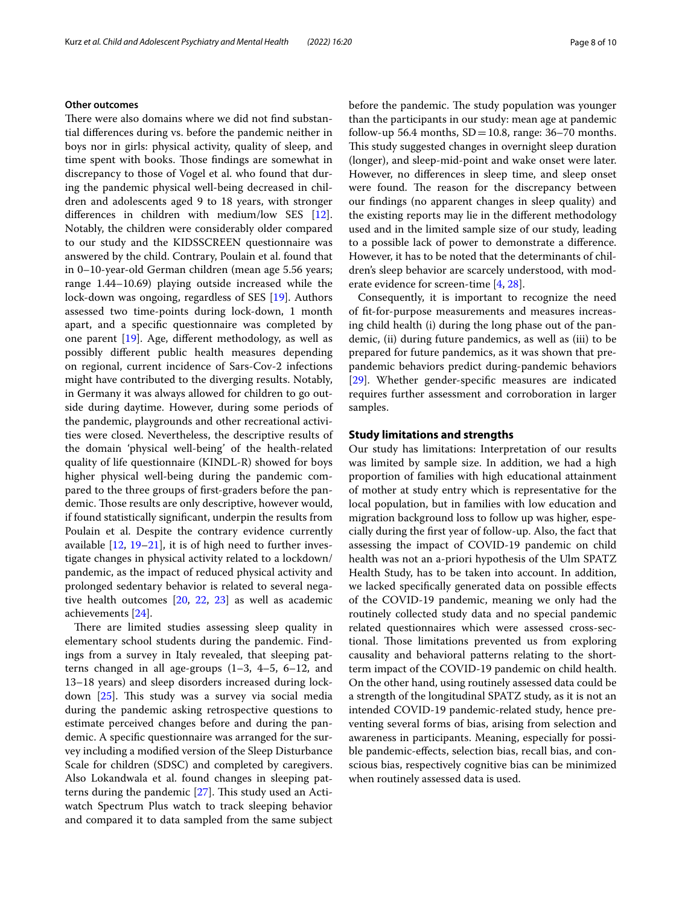### Other outcomes

There were also domains where we did not find substantial differences during vs. before the pandemic neither in boys nor in girls: physical activity, quality of sleep, and time spent with books. Those findings are somewhat in discrepancy to those of Vogel et al. who found that during the pandemic physical well-being decreased in children and adolescents aged 9 to 18 years, with stronger differences in children with medium/low SES [12]. Notably, the children were considerably older compared to our study and the KIDSSCREEN questionnaire was answered by the child. Contrary, Poulain et al. found that in 0–10-year-old German children (mean age 5.56 years; range 1.44–10.69) playing outside increased while the lock-down was ongoing, regardless of SES [19]. Authors assessed two time-points during lock-down, 1 month apart, and a specific questionnaire was completed by one parent [19]. Age, different methodology, as well as possibly different public health measures depending on regional, current incidence of Sars-Cov-2 infections might have contributed to the diverging results. Notably, in Germany it was always allowed for children to go outside during daytime. However, during some periods of the pandemic, playgrounds and other recreational activities were closed. Nevertheless, the descriptive results of the domain 'physical well-being' of the health-related quality of life questionnaire (KINDL-R) showed for boys higher physical well-being during the pandemic compared to the three groups of first-graders before the pandemic. Those results are only descriptive, however would, if found statistically significant, underpin the results from Poulain et al. Despite the contrary evidence currently available [12, 19–21], it is of high need to further investigate changes in physical activity related to a lockdown/pandemic, as the impact of reduced physical activity and prolonged sedentary behavior is related to several negative health outcomes [20, 22, 23] as well as academic achievements [24].

There are limited studies assessing sleep quality in elementary school students during the pandemic. Findings from a survey in Italy revealed, that sleeping patterns changed in all age-groups (1–3, 4–5, 6–12, and 13–18 years) and sleep disorders increased during lockdown [25]. This study was a survey via social media during the pandemic asking retrospective questions to estimate perceived changes before and during the pandemic. A specific questionnaire was arranged for the survey including a modified version of the Sleep Disturbance Scale for children (SDSC) and completed by caregivers. Also Lokandwala et al. found changes in sleeping patterns during the pandemic [27]. This study used an Actiwatch Spectrum Plus watch to track sleeping behavior and compared it to data sampled from the same subject before the pandemic. The study population was younger than the participants in our study: mean age at pandemic follow-up 56.4 months, SD = 10.8, range: 36–70 months. This study suggested changes in overnight sleep duration (longer), and sleep-mid-point and wake onset were later. However, no differences in sleep time, and sleep onset were found. The reason for the discrepancy between our findings (no apparent changes in sleep quality) and the existing reports may lie in the different methodology used and in the limited sample size of our study, leading to a possible lack of power to demonstrate a difference. However, it has to be noted that the determinants of children's sleep behavior are scarcely understood, with moderate evidence for screen-time [4, 28].

Consequently, it is important to recognize the need of fit-for-purpose measurements and measures increasing child health (i) during the long phase out of the pandemic, (ii) during future pandemics, as well as (iii) to be prepared for future pandemics, as it was shown that pre-pandemic behaviors predict during-pandemic behaviors [29]. Whether gender-specific measures are indicated requires further assessment and corroboration in larger samples.

## Study limitations and strengths

Our study has limitations: Interpretation of our results was limited by sample size. In addition, we had a high proportion of families with high educational attainment of mother at study entry which is representative for the local population, but in families with low education and migration background loss to follow up was higher, especially during the first year of follow-up. Also, the fact that assessing the impact of COVID-19 pandemic on child health was not an a-priori hypothesis of the Ulm SPATZ Health Study, has to be taken into account. In addition, we lacked specifically generated data on possible effects of the COVID-19 pandemic, meaning we only had the routinely collected study data and no special pandemic related questionnaires which were assessed cross-sectional. Those limitations prevented us from exploring causality and behavioral patterns relating to the short-term impact of the COVID-19 pandemic on child health. On the other hand, using routinely assessed data could be a strength of the longitudinal SPATZ study, as it is not an intended COVID-19 pandemic-related study, hence preventing several forms of bias, arising from selection and awareness in participants. Meaning, especially for possible pandemic-effects, selection bias, recall bias, and conscious bias, respectively cognitive bias can be minimized when routinely assessed data is used.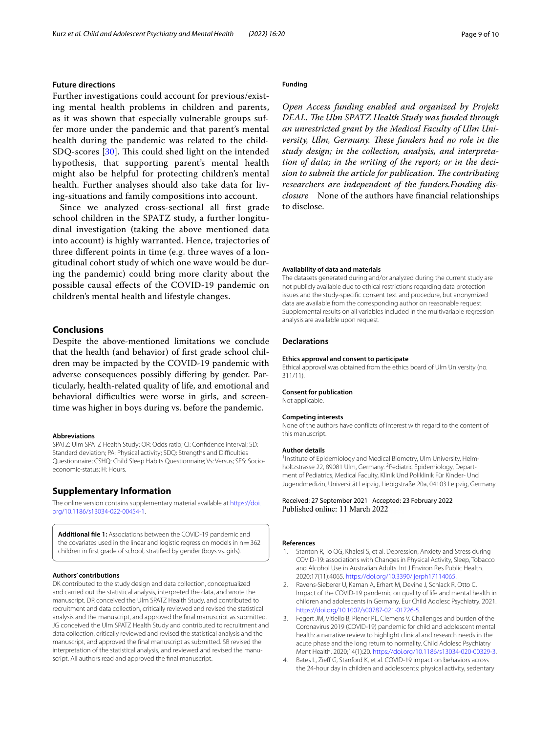### Future directions

Further investigations could account for previous/existing mental health problems in children and parents, as it was shown that especially vulnerable groups suffer more under the pandemic and that parent's mental health during the pandemic was related to the child-SDQ-scores [30]. This could shed light on the intended hypothesis, that supporting parent's mental health might also be helpful for protecting children's mental health. Further analyses should also take data for living-situations and family compositions into account.

Since we analyzed cross-sectional all first grade school children in the SPATZ study, a further longitudinal investigation (taking the above mentioned data into account) is highly warranted. Hence, trajectories of three different points in time (e.g. three waves of a longitudinal cohort study of which one wave would be during the pandemic) could bring more clarity about the possible causal effects of the COVID-19 pandemic on children's mental health and lifestyle changes.

## Conclusions

Despite the above-mentioned limitations we conclude that the health (and behavior) of first grade school children may be impacted by the COVID-19 pandemic with adverse consequences possibly differing by gender. Particularly, health-related quality of life, and emotional and behavioral difficulties were worse in girls, and screen-time was higher in boys during vs. before the pandemic.

#### Abbreviations

SPATZ: Ulm SPATZ Health Study; OR: Odds ratio; CI: Confidence interval; SD: Standard deviation; PA: Physical activity; SDQ: Strengths and Difficulties Questionnaire; CSHQ: Child Sleep Habits Questionnaire; Vs: Versus; SES: Socio-economic-status; H: Hours.

## Supplementary Information

The online version contains supplementary material available at https://doi.org/10.1186/s13034-022-00454-1.

**Additional file 1:** Associations between the COVID-19 pandemic and the covariates used in the linear and logistic regression models in n = 362 children in first grade of school, stratified by gender (boys vs. girls).

#### Authors' contributions

DK contributed to the study design and data collection, conceptualized and carried out the statistical analysis, interpreted the data, and wrote the manuscript. DR conceived the Ulm SPATZ Health Study, and contributed to recruitment and data collection, critically reviewed and revised the statistical analysis and the manuscript, and approved the final manuscript as submitted. JG conceived the Ulm SPATZ Health Study and contributed to recruitment and data collection, critically reviewed and revised the statistical analysis and the manuscript, and approved the final manuscript as submitted. SB revised the interpretation of the statistical analysis, and reviewed and revised the manuscript. All authors read and approved the final manuscript.

#### Funding

*Open Access funding enabled and organized by Projekt DEAL. The Ulm SPATZ Health Study was funded through an unrestricted grant by the Medical Faculty of Ulm University, Ulm, Germany. These funders had no role in the study design; in the collection, analysis, and interpretation of data; in the writing of the report; or in the decision to submit the article for publication. The contributing researchers are independent of the funders.Funding disclosure* None of the authors have financial relationships to disclose.

#### Availability of data and materials

The datasets generated during and/or analyzed during the current study are not publicly available due to ethical restrictions regarding data protection issues and the study-specific consent text and procedure, but anonymized data are available from the corresponding author on reasonable request. Supplemental results on all variables included in the multivariable regression analysis are available upon request.

## Declarations

#### Ethics approval and consent to participate

Ethical approval was obtained from the ethics board of Ulm University (no. 311/11).

#### Consent for publication

Not applicable.

#### Competing interests

None of the authors have conflicts of interest with regard to the content of this manuscript.

#### Author details

[1]Institute of Epidemiology and Medical Biometry, Ulm University, Helmholtzstrasse 22, 89081 Ulm, Germany. [2]Pediatric Epidemiology, Department of Pediatrics, Medical Faculty, Klinik Und Poliklinik Für Kinder- Und Jugendmedizin, Universität Leipzig, Liebigstraße 20a, 04103 Leipzig, Germany.

Received: 27 September 2021 Accepted: 23 February 2022
Published online: 11 March 2022

#### References

1. Stanton R, To QG, Khalesi S, et al. Depression, Anxiety and Stress during COVID-19: associations with Changes in Physical Activity, Sleep, Tobacco and Alcohol Use in Australian Adults. Int J Environ Res Public Health. 2020;17(11):4065. https://doi.org/10.3390/ijerph17114065.
2. Ravens-Sieberer U, Kaman A, Erhart M, Devine J, Schlack R, Otto C. Impact of the COVID-19 pandemic on quality of life and mental health in children and adolescents in Germany. Eur Child Adolesc Psychiatry. 2021. https://doi.org/10.1007/s00787-021-01726-5.
3. Fegert JM, Vitiello B, Plener PL, Clemens V. Challenges and burden of the Coronavirus 2019 (COVID-19) pandemic for child and adolescent mental health: a narrative review to highlight clinical and research needs in the acute phase and the long return to normality. Child Adolesc Psychiatry Ment Health. 2020;14(1):20. https://doi.org/10.1186/s13034-020-00329-3.
4. Bates L, Zieff G, Stanford K, et al. COVID-19 impact on behaviors across the 24-hour day in children and adolescents: physical activity, sedentary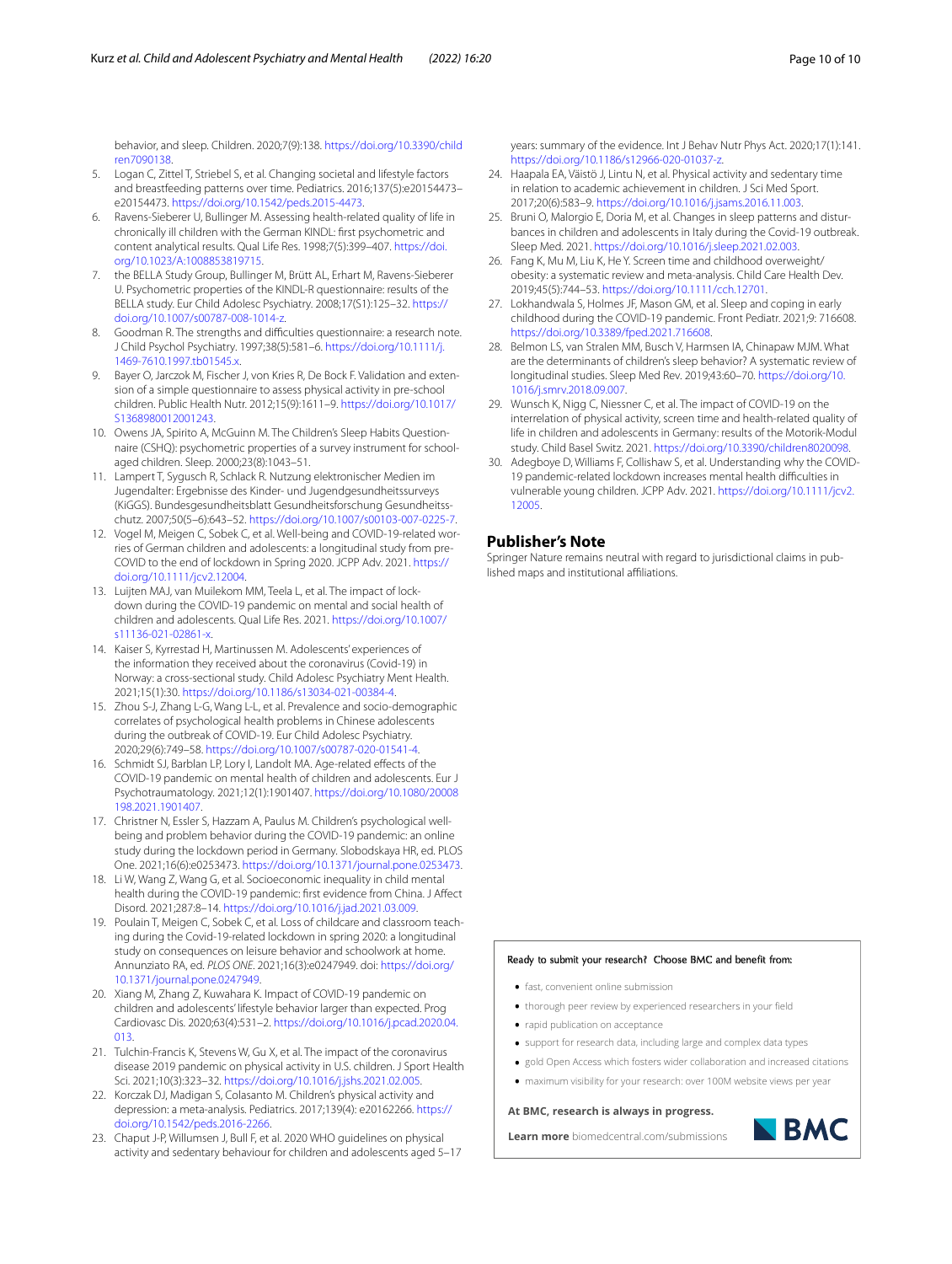behavior, and sleep. Children. 2020;7(9):138. https://doi.org/10.3390/children7090138.

5. Logan C, Zittel T, Striebel S, et al. Changing societal and lifestyle factors and breastfeeding patterns over time. Pediatrics. 2016;137(5):e20154473–e20154473. https://doi.org/10.1542/peds.2015-4473.
6. Ravens-Sieberer U, Bullinger M. Assessing health-related quality of life in chronically ill children with the German KINDL: first psychometric and content analytical results. Qual Life Res. 1998;7(5):399–407. https://doi.org/10.1023/A:1008853819715.
7. the BELLA Study Group, Bullinger M, Brütt AL, Erhart M, Ravens-Sieberer U. Psychometric properties of the KINDL-R questionnaire: results of the BELLA study. Eur Child Adolesc Psychiatry. 2008;17(S1):125–32. https://doi.org/10.1007/s00787-008-1014-z.
8. Goodman R. The strengths and difficulties questionnaire: a research note. J Child Psychol Psychiatry. 1997;38(5):581–6. https://doi.org/10.1111/j.1469-7610.1997.tb01545.x.
9. Bayer O, Jarczok M, Fischer J, von Kries R, De Bock F. Validation and extension of a simple questionnaire to assess physical activity in pre-school children. Public Health Nutr. 2012;15(9):1611–9. https://doi.org/10.1017/S1368980012001243.
10. Owens JA, Spirito A, McGuinn M. The Children's Sleep Habits Questionnaire (CSHQ): psychometric properties of a survey instrument for school-aged children. Sleep. 2000;23(8):1043–51.
11. Lampert T, Sygusch R, Schlack R. Nutzung elektronischer Medien im Jugendalter: Ergebnisse des Kinder- und Jugendgesundheitssurveys (KiGGS). Bundesgesundheitsblatt Gesundheitsforschung Gesundheitsschutz. 2007;50(5–6):643–52. https://doi.org/10.1007/s00103-007-0225-7.
12. Vogel M, Meigen C, Sobek C, et al. Well-being and COVID-19-related worries of German children and adolescents: a longitudinal study from pre-COVID to the end of lockdown in Spring 2020. JCPP Adv. 2021. https://doi.org/10.1111/jcv2.12004.
13. Luijten MAJ, van Muilekom MM, Teela L, et al. The impact of lockdown during the COVID-19 pandemic on mental and social health of children and adolescents. Qual Life Res. 2021. https://doi.org/10.1007/s11136-021-02861-x.
14. Kaiser S, Kyrrestad H, Martinussen M. Adolescents' experiences of the information they received about the coronavirus (Covid-19) in Norway: a cross-sectional study. Child Adolesc Psychiatry Ment Health. 2021;15(1):30. https://doi.org/10.1186/s13034-021-00384-4.
15. Zhou S-J, Zhang L-G, Wang L-L, et al. Prevalence and socio-demographic correlates of psychological health problems in Chinese adolescents during the outbreak of COVID-19. Eur Child Adolesc Psychiatry. 2020;29(6):749–58. https://doi.org/10.1007/s00787-020-01541-4.
16. Schmidt SJ, Barblan LP, Lory I, Landolt MA. Age-related effects of the COVID-19 pandemic on mental health of children and adolescents. Eur J Psychotraumatology. 2021;12(1):1901407. https://doi.org/10.1080/20008198.2021.1901407.
17. Christner N, Essler S, Hazzam A, Paulus M. Children's psychological well-being and problem behavior during the COVID-19 pandemic: an online study during the lockdown period in Germany. Slobodskaya HR, ed. PLOS One. 2021;16(6):e0253473. https://doi.org/10.1371/journal.pone.0253473.
18. Li W, Wang Z, Wang G, et al. Socioeconomic inequality in child mental health during the COVID-19 pandemic: first evidence from China. J Affect Disord. 2021;287:8–14. https://doi.org/10.1016/j.jad.2021.03.009.
19. Poulain T, Meigen C, Sobek C, et al. Loss of childcare and classroom teaching during the Covid-19-related lockdown in spring 2020: a longitudinal study on consequences on leisure behavior and schoolwork at home. Annunziato RA, ed. *PLOS ONE*. 2021;16(3):e0247949. doi: https://doi.org/10.1371/journal.pone.0247949.
20. Xiang M, Zhang Z, Kuwahara K. Impact of COVID-19 pandemic on children and adolescents' lifestyle behavior larger than expected. Prog Cardiovasc Dis. 2020;63(4):531–2. https://doi.org/10.1016/j.pcad.2020.04.013.
21. Tulchin-Francis K, Stevens W, Gu X, et al. The impact of the coronavirus disease 2019 pandemic on physical activity in U.S. children. J Sport Health Sci. 2021;10(3):323–32. https://doi.org/10.1016/j.jshs.2021.02.005.
22. Korczak DJ, Madigan S, Colasanto M. Children's physical activity and depression: a meta-analysis. Pediatrics. 2017;139(4): e20162266. https://doi.org/10.1542/peds.2016-2266.
23. Chaput J-P, Willumsen J, Bull F, et al. 2020 WHO guidelines on physical activity and sedentary behaviour for children and adolescents aged 5–17 years: summary of the evidence. Int J Behav Nutr Phys Act. 2020;17(1):141. https://doi.org/10.1186/s12966-020-01037-z.
24. Haapala EA, Väistö J, Lintu N, et al. Physical activity and sedentary time in relation to academic achievement in children. J Sci Med Sport. 2017;20(6):583–9. https://doi.org/10.1016/j.jsams.2016.11.003.
25. Bruni O, Malorgio E, Doria M, et al. Changes in sleep patterns and disturbances in children and adolescents in Italy during the Covid-19 outbreak. Sleep Med. 2021. https://doi.org/10.1016/j.sleep.2021.02.003.
26. Fang K, Mu M, Liu K, He Y. Screen time and childhood overweight/obesity: a systematic review and meta-analysis. Child Care Health Dev. 2019;45(5):744–53. https://doi.org/10.1111/cch.12701.
27. Lokhandwala S, Holmes JF, Mason GM, et al. Sleep and coping in early childhood during the COVID-19 pandemic. Front Pediatr. 2021;9: 716608. https://doi.org/10.3389/fped.2021.716608.
28. Belmon LS, van Stralen MM, Busch V, Harmsen IA, Chinapaw MJM. What are the determinants of children's sleep behavior? A systematic review of longitudinal studies. Sleep Med Rev. 2019;43:60–70. https://doi.org/10.1016/j.smrv.2018.09.007.
29. Wunsch K, Nigg C, Niessner C, et al. The impact of COVID-19 on the interrelation of physical activity, screen time and health-related quality of life in children and adolescents in Germany: results of the Motorik-Modul study. Child Basel Switz. 2021. https://doi.org/10.3390/children8020098.
30. Adegboye D, Williams F, Collishaw S, et al. Understanding why the COVID-19 pandemic-related lockdown increases mental health difficulties in vulnerable young children. JCPP Adv. 2021. https://doi.org/10.1111/jcv2.12005.

## Publisher's Note

Springer Nature remains neutral with regard to jurisdictional claims in published maps and institutional affiliations.

Ready to submit your research? Choose BMC and benefit from:

- fast, convenient online submission
- thorough peer review by experienced researchers in your field
- rapid publication on acceptance
- support for research data, including large and complex data types
- gold Open Access which fosters wider collaboration and increased citations
- maximum visibility for your research: over 100M website views per year

**At BMC, research is always in progress.**

**Learn more** biomedcentral.com/submissions

BMC